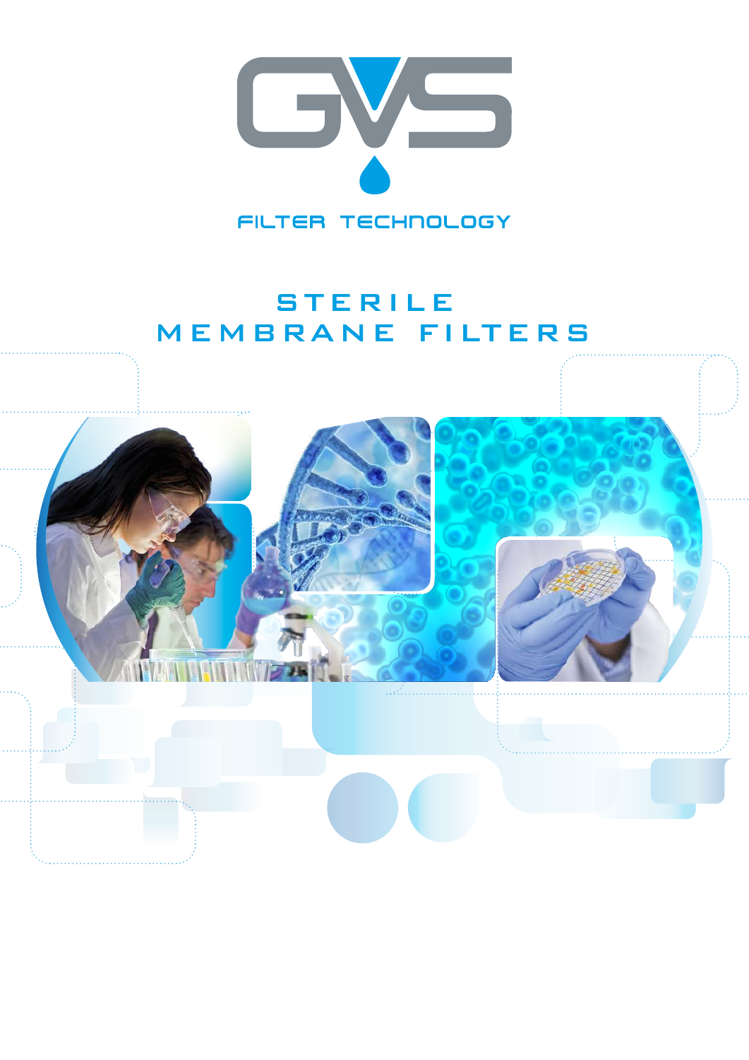GVS

FILTER TECHNOLOGY

# STERILE MEMBRANE FILTERS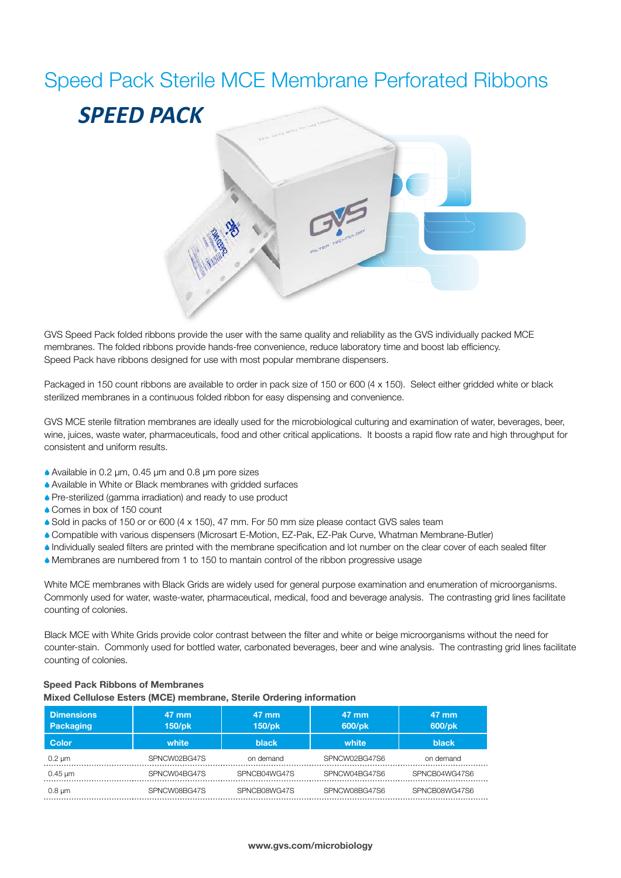# Speed Pack Sterile MCE Membrane Perforated Ribbons

## *SPEED PACK*

GVS Speed Pack folded ribbons provide the user with the same quality and reliability as the GVS individually packed MCE membranes. The folded ribbons provide hands-free convenience, reduce laboratory time and boost lab efficiency. Speed Pack have ribbons designed for use with most popular membrane dispensers.

Packaged in 150 count ribbons are available to order in pack size of 150 or 600 (4 x 150). Select either gridded white or black sterilized membranes in a continuous folded ribbon for easy dispensing and convenience.

GVS MCE sterile filtration membranes are ideally used for the microbiological culturing and examination of water, beverages, beer, wine, juices, waste water, pharmaceuticals, food and other critical applications. It boosts a rapid flow rate and high throughput for consistent and uniform results.

- Available in 0.2 µm, 0.45 µm and 0.8 µm pore sizes
- Available in White or Black membranes with gridded surfaces
- Pre-sterilized (gamma irradiation) and ready to use product
- Comes in box of 150 count
- Sold in packs of 150 or or 600 (4 x 150), 47 mm. For 50 mm size please contact GVS sales team
- Compatible with various dispensers (Microsart E-Motion, EZ-Pak, EZ-Pak Curve, Whatman Membrane-Butler)
- Individually sealed filters are printed with the membrane specification and lot number on the clear cover of each sealed filter
- Membranes are numbered from 1 to 150 to mantain control of the ribbon progressive usage

White MCE membranes with Black Grids are widely used for general purpose examination and enumeration of microorganisms. Commonly used for water, waste-water, pharmaceutical, medical, food and beverage analysis. The contrasting grid lines facilitate counting of colonies.

Black MCE with White Grids provide color contrast between the filter and white or beige microorganisms without the need for counter-stain. Commonly used for bottled water, carbonated beverages, beer and wine analysis. The contrasting grid lines facilitate counting of colonies.

**Speed Pack Ribbons of Membranes**
**Mixed Cellulose Esters (MCE) membrane, Sterile Ordering information**

| Dimensions Packaging | 47 mm 150/pk | 47 mm 150/pk | 47 mm 600/pk | 47 mm 600/pk |
|---|---|---|---|---|
| **Color** | **white** | **black** | **white** | **black** |
| 0.2 µm | SPNCW02BG47S | on demand | SPNCW02BG47S6 | on demand |
| 0.45 µm | SPNCW04BG47S | SPNCB04WG47S | SPNCW04BG47S6 | SPNCB04WG47S6 |
| 0.8 µm | SPNCW08BG47S | SPNCB08WG47S | SPNCW08BG47S6 | SPNCB08WG47S6 |

**www.gvs.com/microbiology**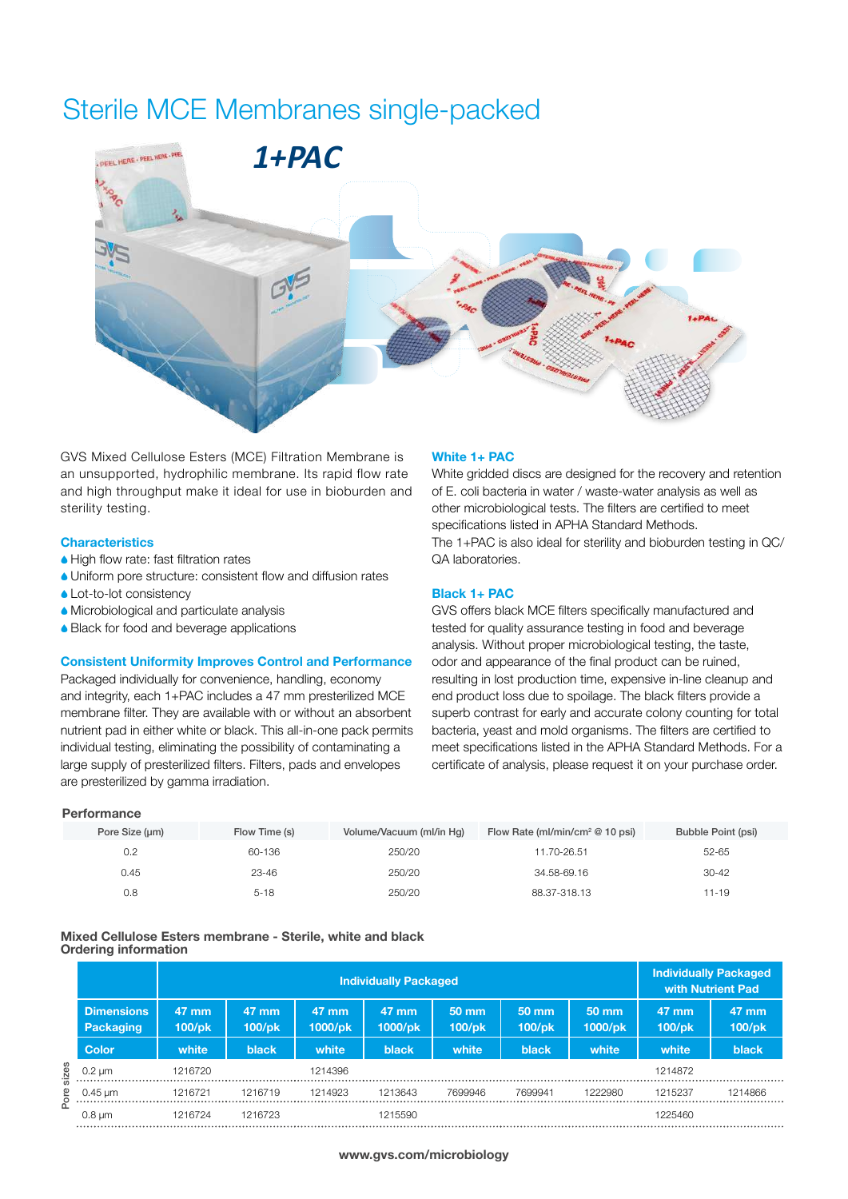# Sterile MCE Membranes single-packed

**1+PAC**

GVS Mixed Cellulose Esters (MCE) Filtration Membrane is an unsupported, hydrophilic membrane. Its rapid flow rate and high throughput make it ideal for use in bioburden and sterility testing.

### Characteristics

- High flow rate: fast filtration rates
- Uniform pore structure: consistent flow and diffusion rates
- Lot-to-lot consistency
- Microbiological and particulate analysis
- Black for food and beverage applications

### Consistent Uniformity Improves Control and Performance

Packaged individually for convenience, handling, economy and integrity, each 1+PAC includes a 47 mm presterilized MCE membrane filter. They are available with or without an absorbent nutrient pad in either white or black. This all-in-one pack permits individual testing, eliminating the possibility of contaminating a large supply of presterilized filters. Filters, pads and envelopes are presterilized by gamma irradiation.

### White 1+ PAC

White gridded discs are designed for the recovery and retention of E. coli bacteria in water / waste-water analysis as well as other microbiological tests. The filters are certified to meet specifications listed in APHA Standard Methods.

The 1+PAC is also ideal for sterility and bioburden testing in QC/QA laboratories.

### Black 1+ PAC

GVS offers black MCE filters specifically manufactured and tested for quality assurance testing in food and beverage analysis. Without proper microbiological testing, the taste, odor and appearance of the final product can be ruined, resulting in lost production time, expensive in-line cleanup and end product loss due to spoilage. The black filters provide a superb contrast for early and accurate colony counting for total bacteria, yeast and mold organisms. The filters are certified to meet specifications listed in the APHA Standard Methods. For a certificate of analysis, please request it on your purchase order.

### Performance

| Pore Size (μm) | Flow Time (s) | Volume/Vacuum (ml/in Hg) | Flow Rate (ml/min/cm² @ 10 psi) | Bubble Point (psi) |
|---|---|---|---|---|
| 0.2 | 60-136 | 250/20 | 11.70-26.51 | 52-65 |
| 0.45 | 23-46 | 250/20 | 34.58-69.16 | 30-42 |
| 0.8 | 5-18 | 250/20 | 88.37-318.13 | 11-19 |

### Mixed Cellulose Esters membrane - Sterile, white and black
### Ordering information

| | Individually Packaged | | | | | | | Individually Packaged with Nutrient Pad | |
|---|---|---|---|---|---|---|---|---|---|
| **Dimensions Packaging** | 47 mm 100/pk | 47 mm 100/pk | 47 mm 1000/pk | 47 mm 1000/pk | 50 mm 100/pk | 50 mm 100/pk | 50 mm 1000/pk | 47 mm 100/pk | 47 mm 100/pk |
| **Color** | white | black | white | black | white | black | white | white | black |
| 0.2 μm | 1216720 | | 1214396 | | | | | 1214872 | |
| 0.45 μm | 1216721 | 1216719 | 1214923 | 1213643 | 7699946 | 7699941 | 1222980 | 1215237 | 1214866 |
| 0.8 μm | 1216724 | 1216723 | | 1215590 | | | | 1225460 | |

Pore sizes

www.gvs.com/microbiology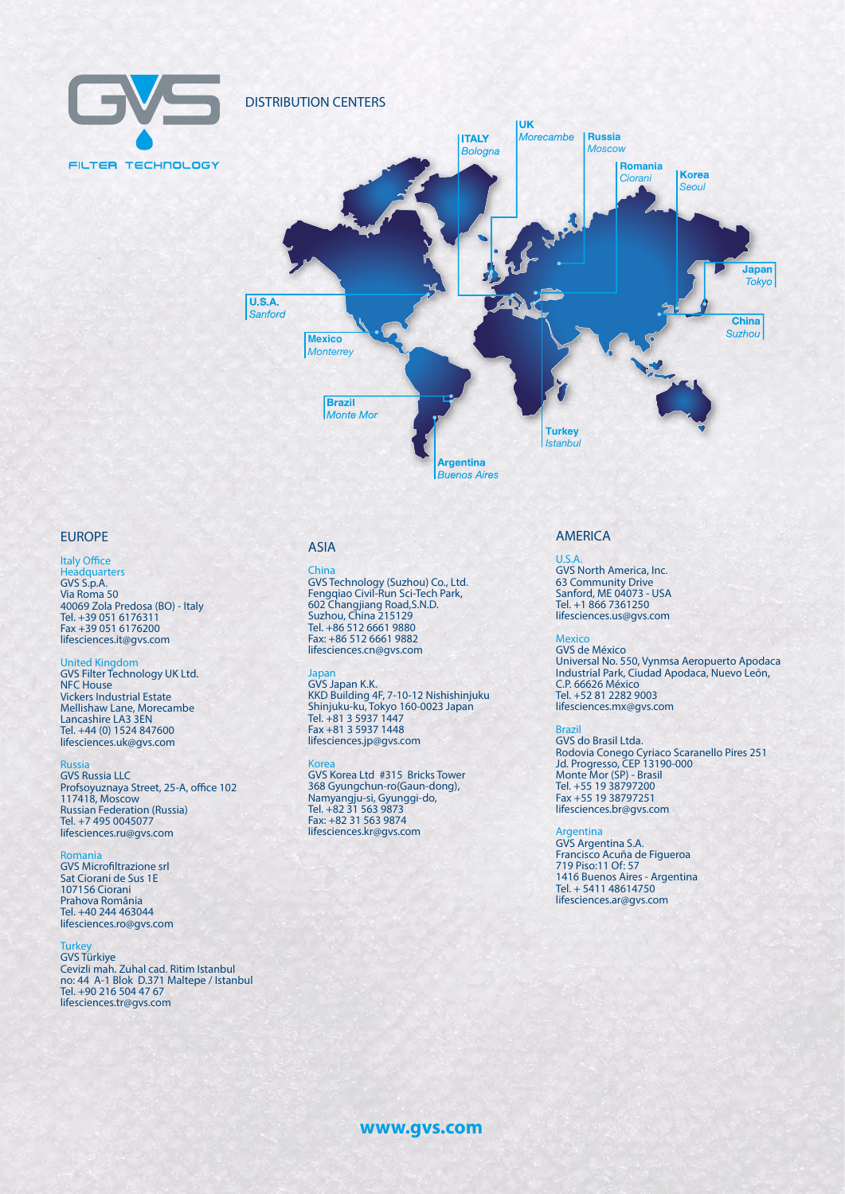GVS
FILTER TECHNOLOGY

DISTRIBUTION CENTERS

**ITALY** *Bologna*
**UK** *Morecambe*
**Russia** *Moscow*
**Romania** *Ciorani*
**Korea** *Seoul*
**Japan** *Tokyo*
**China** *Suzhou*
**U.S.A.** *Sanford*
**Mexico** *Monterrey*
**Brazil** *Monte Mor*
**Turkey** *Istanbul*
**Argentina** *Buenos Aires*

## EUROPE

**Italy Office**
**Headquarters**
GVS S.p.A.
Via Roma 50
40069 Zola Predosa (BO) - Italy
Tel. +39 051 6176311
Fax +39 051 6176200
lifesciences.it@gvs.com

**United Kingdom**
GVS Filter Technology UK Ltd.
NFC House
Vickers Industrial Estate
Mellishaw Lane, Morecambe
Lancashire LA3 3EN
Tel. +44 (0) 1524 847600
lifesciences.uk@gvs.com

**Russia**
GVS Russia LLC
Profsoyuznaya Street, 25-A, office 102
117418, Moscow
Russian Federation (Russia)
Tel. +7 495 0045077
lifesciences.ru@gvs.com

**Romania**
GVS Microfiltrazione srl
Sat Ciorani de Sus 1E
107156 Ciorani
Prahova România
Tel. +40 244 463044
lifesciences.ro@gvs.com

**Turkey**
GVS Türkiye
Cevizli mah. Zuhal cad. Ritim Istanbul
no: 44 A-1 Blok D.371 Maltepe / Istanbul
Tel. +90 216 504 47 67
lifesciences.tr@gvs.com

## ASIA

**China**
GVS Technology (Suzhou) Co., Ltd.
Fengqiao Civil-Run Sci-Tech Park,
602 Changjiang Road,S.N.D.
Suzhou, China 215129
Tel. +86 512 6661 9880
Fax: +86 512 6661 9882
lifesciences.cn@gvs.com

**Japan**
GVS Japan K.K.
KKD Building 4F, 7-10-12 Nishishinjuku
Shinjuku-ku, Tokyo 160-0023 Japan
Tel. +81 3 5937 1447
Fax +81 3 5937 1448
lifesciences.jp@gvs.com

**Korea**
GVS Korea Ltd #315 Bricks Tower
368 Gyungchun-ro(Gaun-dong),
Namyangju-si, Gyunggi-do,
Tel. +82 31 563 9873
Fax: +82 31 563 9874
lifesciences.kr@gvs.com

## AMERICA

**U.S.A.**
GVS North America, Inc.
63 Community Drive
Sanford, ME 04073 - USA
Tel. +1 866 7361250
lifesciences.us@gvs.com

**Mexico**
GVS de México
Universal No. 550, Vynmsa Aeropuerto Apodaca
Industrial Park, Ciudad Apodaca, Nuevo León,
C.P. 66626 México
Tel. +52 81 2282 9003
lifesciences.mx@gvs.com

**Brazil**
GVS do Brasil Ltda.
Rodovia Conego Cyriaco Scaranello Pires 251
Jd. Progresso, CEP 13190-000
Monte Mor (SP) - Brasil
Tel. +55 19 38797200
Fax +55 19 38797251
lifesciences.br@gvs.com

**Argentina**
GVS Argentina S.A.
Francisco Acuña de Figueroa
719 Piso:11 Of: 57
1416 Buenos Aires - Argentina
Tel. + 5411 48614750
lifesciences.ar@gvs.com

**www.gvs.com**